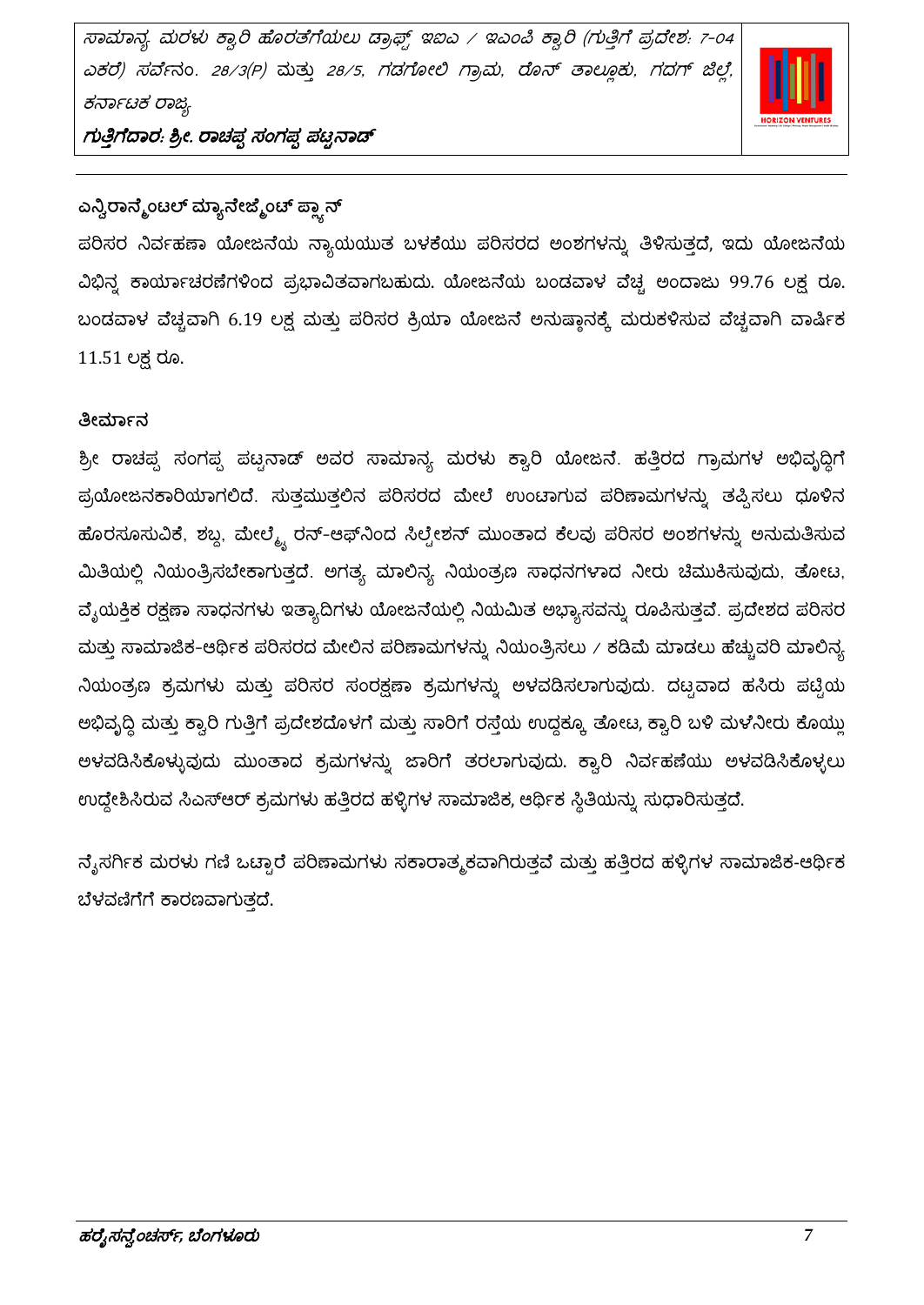## ಎನ್ವಿರಾನ್ಮೆಂಟಲ್ ಮ್ಯಾನೇಜ್ಮೆಂಟ್ ಪ್ಲ್ಯಾನ್

ಪರಿಸರ ನಿರ್ವಹಣಾ ಯೋಜನೆಯ ನ್ಯಾಯಯುತ ಬಳಕೆಯು ಪರಿಸರದ ಅಂಶಗಳನ್ನು ತಿಳಿಸುತ್ತದೆ, ಇದು ಯೋಜನೆಯ ವಿಭಿನ್ನ ಕಾರ್ಯಾಚರಣೆಗಳಿಂದ ಪ್ರಭಾವಿತವಾಗಬಹುದು. ಯೋಜನೆಯ ಬಂಡವಾಳ ವೆಚ್ಚ ಅಂದಾಜು 99.76 ಲಕ್ಷ ರೂ. ಬಂಡವಾಳ ವೆಚ್ಚವಾಗಿ 6.19 ಲಕ್ಷ ಮತ್ತು ಪರಿಸರ ಕ್ರಿಯಾ ಯೋಜನೆ ಅನುಷ್ಠಾನಕ್ಕೆ ಮರುಕಳಿಸುವ ವೆಚ್ಚವಾಗಿ ವಾರ್ಷಿಕ 11.51 ಲಕ್ಷ ರೂ.

## ತೀರ್ಮಾನ

ಶ್ರೀ ರಾಚಪ್ಪ ಸಂಗಪ್ಪ ಪಟ್ಟನಾಡ್ ಅವರ ಸಾಮಾನ್ಯ ಮರಳು ಕ್ವಾರಿ ಯೋಜನೆ. ಹತ್ತಿರದ ಗ್ರಾಮಗಳ ಅಭಿವೃದ್ಧಿಗೆ ಪ್ರಯೋಜನಕಾರಿಯಾಗಲಿದೆ. ಸುತ್ತಮುತ್ತಲಿನ ಪರಿಸರದ ಮೇಲೆ ಉಂಟಾಗುವ ಪರಿಣಾಮಗಳನ್ನು ತಪ್ಪಿಸಲು ಧೂಳಿನ ಹೊರಸೂಸುವಿಕೆ, ಶಬ್ದ, ಮೇಲ್ಮೈ ರನ್-ಆಫ್‌ನಿಂದ ಸಿಲ್ಟೇಶನ್ ಮುಂತಾದ ಕೆಲವು ಪರಿಸರ ಅಂಶಗಳನ್ನು ಅನುಮತಿಸುವ ಮಿತಿಯಲ್ಲಿ ನಿಯಂತ್ರಿಸಬೇಕಾಗುತ್ತದೆ. ಅಗತ್ಯ ಮಾಲಿನ್ಯ ನಿಯಂತ್ರಣ ಸಾಧನಗಳಾದ ನೀರು ಚಿಮುಕಿಸುವುದು, ತೋಟ, ವೈಯಕ್ತಿಕ ರಕ್ಷಣಾ ಸಾಧನಗಳು ಇತ್ಯಾದಿಗಳು ಯೋಜನೆಯಲ್ಲಿ ನಿಯಮಿತ ಅಭ್ಯಾಸವನ್ನು ರೂಪಿಸುತ್ತವೆ. ಪ್ರದೇಶದ ಪರಿಸರ ಮತ್ತು ಸಾಮಾಜಿಕ-ಆರ್ಥಿಕ ಪರಿಸರದ ಮೇಲಿನ ಪರಿಣಾಮಗಳನ್ನು ನಿಯಂತ್ರಿಸಲು / ಕಡಿಮೆ ಮಾಡಲು ಹೆಚ್ಚುವರಿ ಮಾಲಿನ್ಯ ನಿಯಂತ್ರಣ ಕ್ರಮಗಳು ಮತ್ತು ಪರಿಸರ ಸಂರಕ್ಷಣಾ ಕ್ರಮಗಳನ್ನು ಅಳವಡಿಸಲಾಗುವುದು. ದಟ್ಟವಾದ ಹಸಿರು ಪಟ್ಟಿಯ ಅಭಿವೃದ್ಧಿ ಮತ್ತು ಕ್ವಾರಿ ಗುತ್ತಿಗೆ ಪ್ರದೇಶದೊಳಗೆ ಮತ್ತು ಸಾರಿಗೆ ರಸ್ತೆಯ ಉದ್ದಕ್ಕೂ ತೋಟ, ಕ್ವಾರಿ ಬಳಿ ಮಳೆನೀರು ಕೊಯ್ಲು ಅಳವಡಿಸಿಕೊಳ್ಳುವುದು ಮುಂತಾದ ಕ್ರಮಗಳನ್ನು ಜಾರಿಗೆ ತರಲಾಗುವುದು. ಕ್ವಾರಿ ನಿರ್ವಹಣೆಯು ಅಳವಡಿಸಿಕೊಳ್ಳಲು ಉದ್ದೇಶಿಸಿರುವ ಸಿಎಸ್‌ಆರ್ ಕ್ರಮಗಳು ಹತ್ತಿರದ ಹಳ್ಳಿಗಳ ಸಾಮಾಜಿಕ, ಆರ್ಥಿಕ ಸ್ಥಿತಿಯನ್ನು ಸುಧಾರಿಸುತ್ತದೆ.

ನೈಸರ್ಗಿಕ ಮರಳು ಗಣಿ ಒಟ್ಟಾರೆ ಪರಿಣಾಮಗಳು ಸಕಾರಾತ್ಮಕವಾಗಿರುತ್ತವೆ ಮತ್ತು ಹತ್ತಿರದ ಹಳ್ಳಿಗಳ ಸಾಮಾಜಿಕ-ಆರ್ಥಿಕ ಬೆಳವಣಿಗೆಗೆ ಕಾರಣವಾಗುತ್ತದೆ.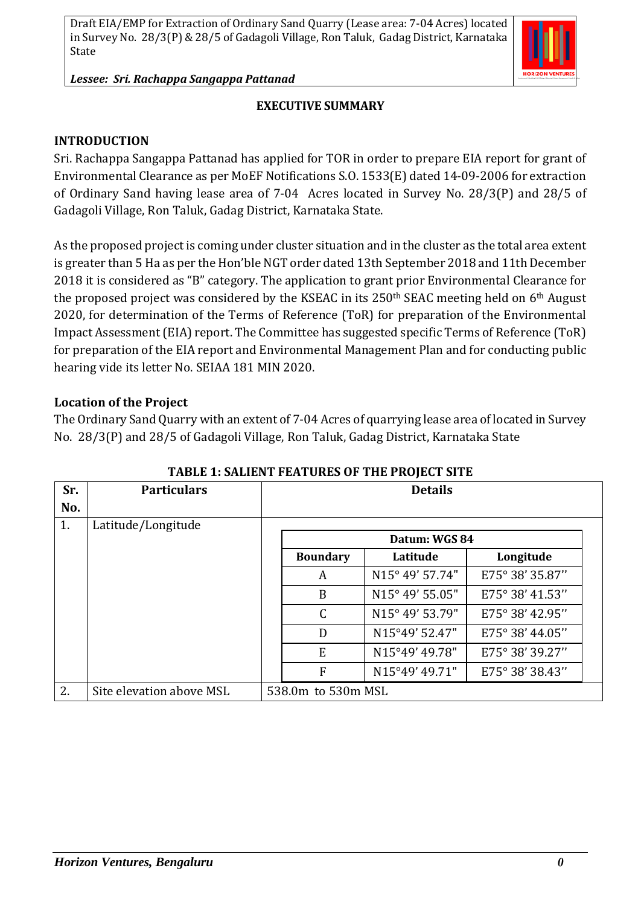**EXECUTIVE SUMMARY**

## INTRODUCTION

Sri. Rachappa Sangappa Pattanad has applied for TOR in order to prepare EIA report for grant of Environmental Clearance as per MoEF Notifications S.O. 1533(E) dated 14-09-2006 for extraction of Ordinary Sand having lease area of 7-04 Acres located in Survey No. 28/3(P) and 28/5 of Gadagoli Village, Ron Taluk, Gadag District, Karnataka State.

As the proposed project is coming under cluster situation and in the cluster as the total area extent is greater than 5 Ha as per the Hon'ble NGT order dated 13th September 2018 and 11th December 2018 it is considered as "B" category. The application to grant prior Environmental Clearance for the proposed project was considered by the KSEAC in its 250th SEAC meeting held on 6th August 2020, for determination of the Terms of Reference (ToR) for preparation of the Environmental Impact Assessment (EIA) report. The Committee has suggested specific Terms of Reference (ToR) for preparation of the EIA report and Environmental Management Plan and for conducting public hearing vide its letter No. SEIAA 181 MIN 2020.

### Location of the Project

The Ordinary Sand Quarry with an extent of 7-04 Acres of quarrying lease area of located in Survey No. 28/3(P) and 28/5 of Gadagoli Village, Ron Taluk, Gadag District, Karnataka State

**TABLE 1: SALIENT FEATURES OF THE PROJECT SITE**

| Sr. No. | Particulars | Details | | |
|---|---|---|---|---|
| 1. | Latitude/Longitude | Datum: WGS 84 | | |
| | | Boundary | Latitude | Longitude |
| | | A | N15° 49' 57.74" | E75° 38' 35.87" |
| | | B | N15° 49' 55.05" | E75° 38' 41.53" |
| | | C | N15° 49' 53.79" | E75° 38' 42.95" |
| | | D | N15°49' 52.47" | E75° 38' 44.05" |
| | | E | N15°49' 49.78" | E75° 38' 39.27" |
| | | F | N15°49' 49.71" | E75° 38' 38.43" |
| 2. | Site elevation above MSL | 538.0m to 530m MSL | | |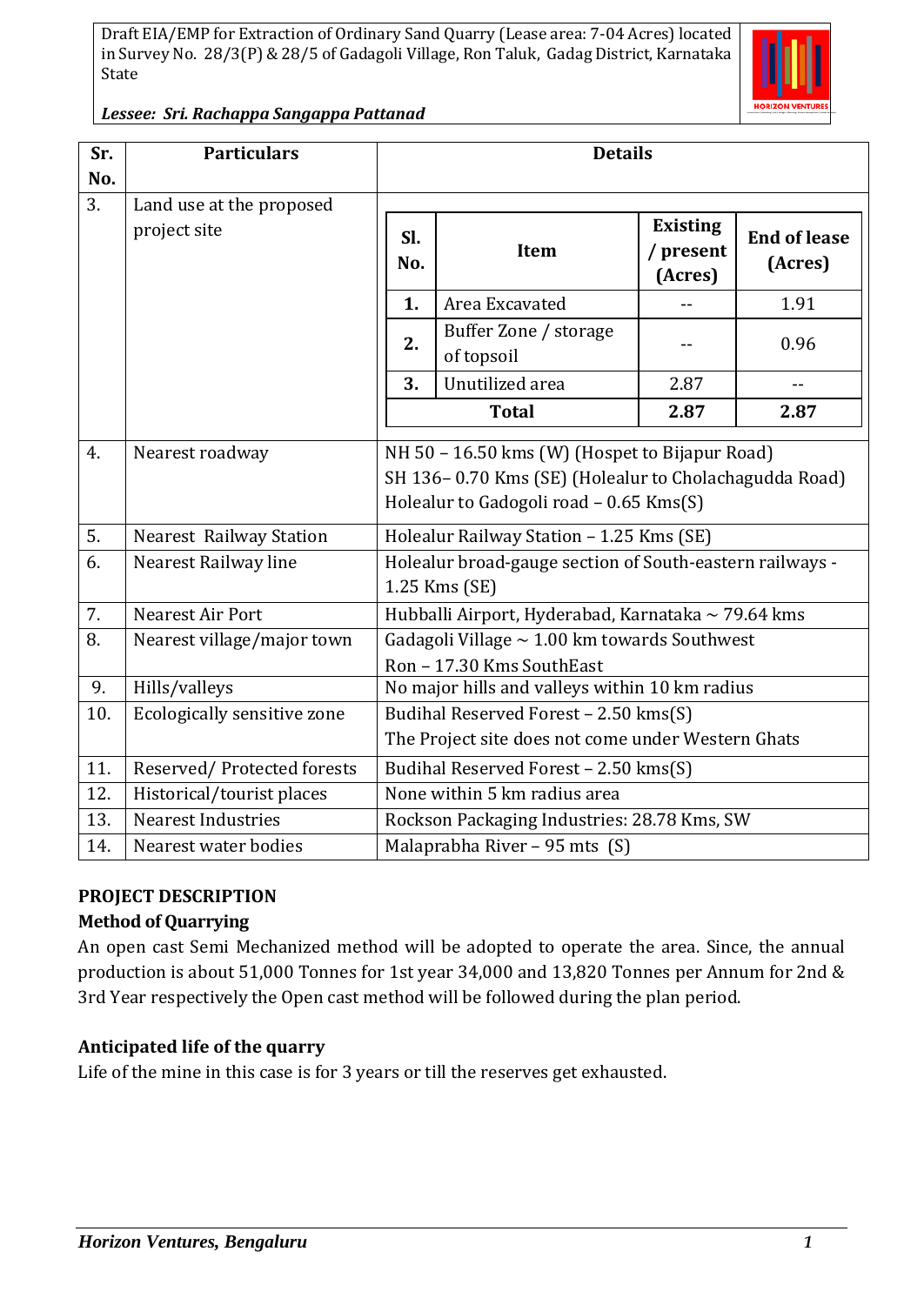| Sr. No. | Particulars | Details |
|---|---|---|
| 3. | Land use at the proposed project site | Sl. No. / Item / Existing / present (Acres) / End of lease (Acres): 1. Area Excavated – -- / 1.91; 2. Buffer Zone / storage of topsoil – -- / 0.96; 3. Unutilized area – 2.87 / --; Total – 2.87 / 2.87 |
| 4. | Nearest roadway | NH 50 – 16.50 kms (W) (Hospet to Bijapur Road)<br>SH 136– 0.70 Kms (SE) (Holealur to Cholachagudda Road)<br>Holealur to Gadogoli road – 0.65 Kms(S) |
| 5. | Nearest Railway Station | Holealur Railway Station – 1.25 Kms (SE) |
| 6. | Nearest Railway line | Holealur broad-gauge section of South-eastern railways - 1.25 Kms (SE) |
| 7. | Nearest Air Port | Hubballi Airport, Hyderabad, Karnataka ~ 79.64 kms |
| 8. | Nearest village/major town | Gadagoli Village ~ 1.00 km towards Southwest<br>Ron – 17.30 Kms SouthEast |
| 9. | Hills/valleys | No major hills and valleys within 10 km radius |
| 10. | Ecologically sensitive zone | Budihal Reserved Forest – 2.50 kms(S)<br>The Project site does not come under Western Ghats |
| 11. | Reserved/ Protected forests | Budihal Reserved Forest – 2.50 kms(S) |
| 12. | Historical/tourist places | None within 5 km radius area |
| 13. | Nearest Industries | Rockson Packaging Industries: 28.78 Kms, SW |
| 14. | Nearest water bodies | Malaprabha River – 95 mts (S) |

Land use at the proposed project site:

| Sl. No. | Item | Existing / present (Acres) | End of lease (Acres) |
|---|---|---|---|
| 1. | Area Excavated | -- | 1.91 |
| 2. | Buffer Zone / storage of topsoil | -- | 0.96 |
| 3. | Unutilized area | 2.87 | -- |
| | **Total** | **2.87** | **2.87** |

## PROJECT DESCRIPTION

### Method of Quarrying

An open cast Semi Mechanized method will be adopted to operate the area. Since, the annual production is about 51,000 Tonnes for 1st year 34,000 and 13,820 Tonnes per Annum for 2nd & 3rd Year respectively the Open cast method will be followed during the plan period.

### Anticipated life of the quarry

Life of the mine in this case is for 3 years or till the reserves get exhausted.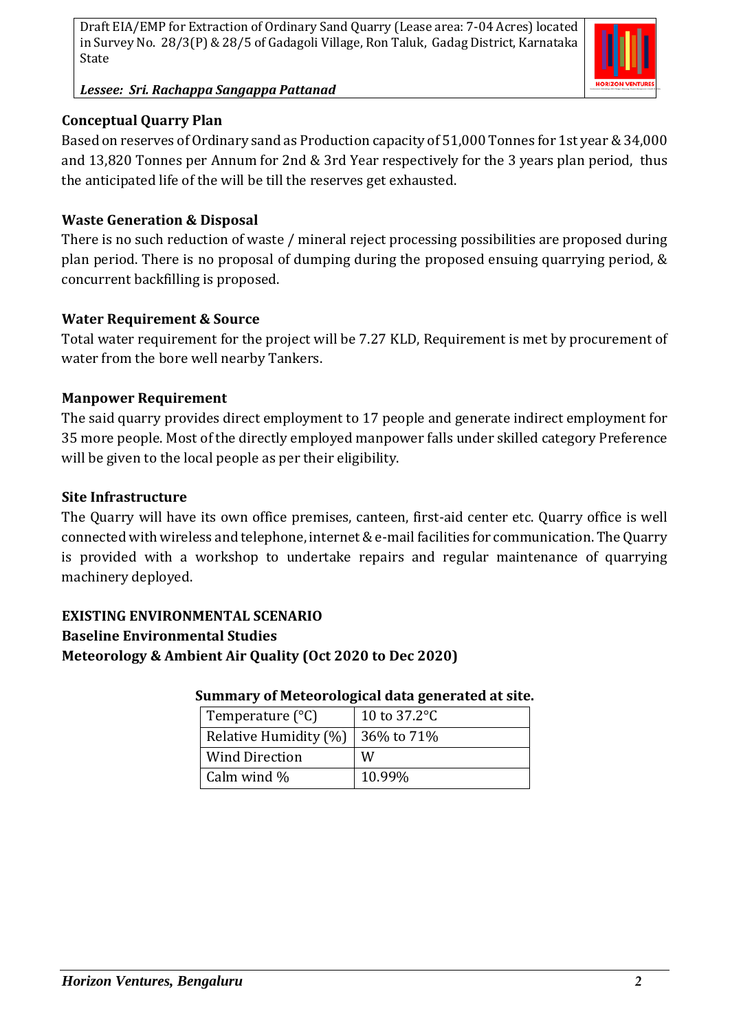**Conceptual Quarry Plan**

Based on reserves of Ordinary sand as Production capacity of 51,000 Tonnes for 1st year & 34,000 and 13,820 Tonnes per Annum for 2nd & 3rd Year respectively for the 3 years plan period, thus the anticipated life of the will be till the reserves get exhausted.

**Waste Generation & Disposal**

There is no such reduction of waste / mineral reject processing possibilities are proposed during plan period. There is no proposal of dumping during the proposed ensuing quarrying period, & concurrent backfilling is proposed.

**Water Requirement & Source**

Total water requirement for the project will be 7.27 KLD, Requirement is met by procurement of water from the bore well nearby Tankers.

**Manpower Requirement**

The said quarry provides direct employment to 17 people and generate indirect employment for 35 more people. Most of the directly employed manpower falls under skilled category Preference will be given to the local people as per their eligibility.

**Site Infrastructure**

The Quarry will have its own office premises, canteen, first-aid center etc. Quarry office is well connected with wireless and telephone, internet & e-mail facilities for communication. The Quarry is provided with a workshop to undertake repairs and regular maintenance of quarrying machinery deployed.

**EXISTING ENVIRONMENTAL SCENARIO**

**Baseline Environmental Studies**

**Meteorology & Ambient Air Quality (Oct 2020 to Dec 2020)**

**Summary of Meteorological data generated at site.**

| | |
|---|---|
| Temperature (°C) | 10 to 37.2°C |
| Relative Humidity (%) | 36% to 71% |
| Wind Direction | W |
| Calm wind % | 10.99% |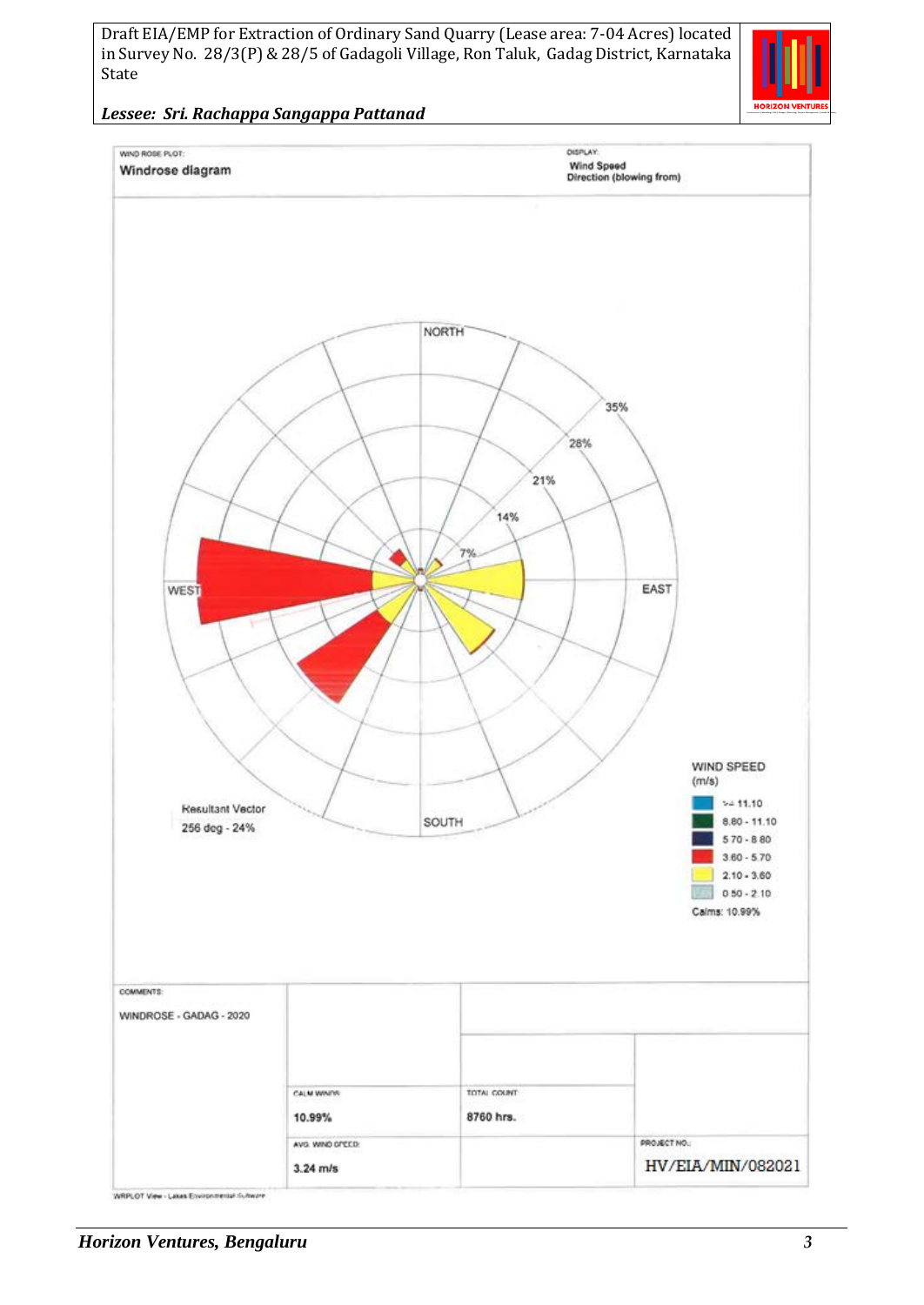WIND ROSE PLOT:

Windrose diagram

DISPLAY:

Wind Speed

Direction (blowing from)

NORTH

SOUTH

EAST

WEST

35%

28%

21%

14%

7%

Resultant Vector

256 deg - 24%

WIND SPEED (m/s)

>= 11.10

8.80 - 11.10

5.70 - 8.80

3.60 - 5.70

2.10 - 3.60

0.50 - 2.10

Calms: 10.99%

COMMENTS:

WINDROSE - GADAG - 2020

CALM WINDS:

10.99%

TOTAL COUNT:

8760 hrs.

AVG. WIND SPEED:

3.24 m/s

PROJECT NO.:

HV/EIA/MIN/082021

WRPLOT View - Lakes Environmental Software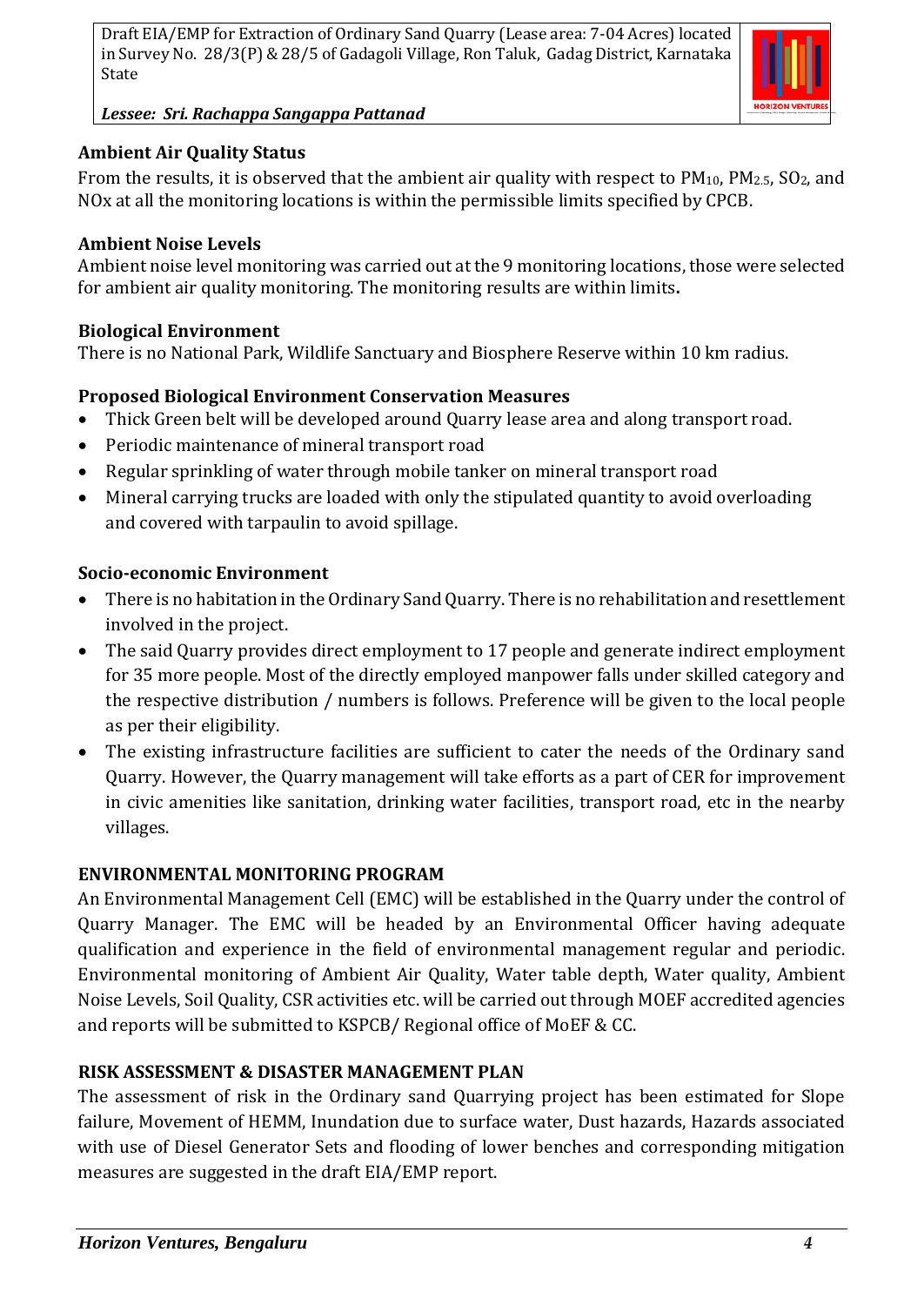**Ambient Air Quality Status**

From the results, it is observed that the ambient air quality with respect to $PM_{10}$, $PM_{2.5}$, $SO_2$, and NOx at all the monitoring locations is within the permissible limits specified by CPCB.

**Ambient Noise Levels**

Ambient noise level monitoring was carried out at the 9 monitoring locations, those were selected for ambient air quality monitoring. The monitoring results are within limits**.**

**Biological Environment**

There is no National Park, Wildlife Sanctuary and Biosphere Reserve within 10 km radius.

**Proposed Biological Environment Conservation Measures**

- Thick Green belt will be developed around Quarry lease area and along transport road.
- Periodic maintenance of mineral transport road
- Regular sprinkling of water through mobile tanker on mineral transport road
- Mineral carrying trucks are loaded with only the stipulated quantity to avoid overloading and covered with tarpaulin to avoid spillage.

**Socio-economic Environment**

- There is no habitation in the Ordinary Sand Quarry. There is no rehabilitation and resettlement involved in the project.
- The said Quarry provides direct employment to 17 people and generate indirect employment for 35 more people. Most of the directly employed manpower falls under skilled category and the respective distribution / numbers is follows. Preference will be given to the local people as per their eligibility.
- The existing infrastructure facilities are sufficient to cater the needs of the Ordinary sand Quarry. However, the Quarry management will take efforts as a part of CER for improvement in civic amenities like sanitation, drinking water facilities, transport road, etc in the nearby villages.

**ENVIRONMENTAL MONITORING PROGRAM**

An Environmental Management Cell (EMC) will be established in the Quarry under the control of Quarry Manager. The EMC will be headed by an Environmental Officer having adequate qualification and experience in the field of environmental management regular and periodic. Environmental monitoring of Ambient Air Quality, Water table depth, Water quality, Ambient Noise Levels, Soil Quality, CSR activities etc. will be carried out through MOEF accredited agencies and reports will be submitted to KSPCB/ Regional office of MoEF & CC.

**RISK ASSESSMENT & DISASTER MANAGEMENT PLAN**

The assessment of risk in the Ordinary sand Quarrying project has been estimated for Slope failure, Movement of HEMM, Inundation due to surface water, Dust hazards, Hazards associated with use of Diesel Generator Sets and flooding of lower benches and corresponding mitigation measures are suggested in the draft EIA/EMP report.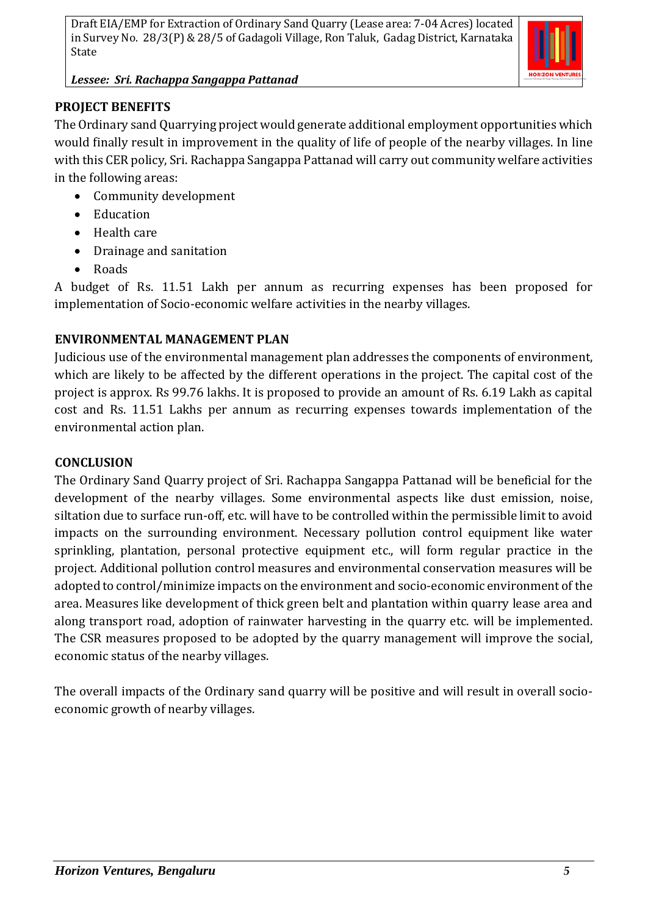## PROJECT BENEFITS

The Ordinary sand Quarrying project would generate additional employment opportunities which would finally result in improvement in the quality of life of people of the nearby villages. In line with this CER policy, Sri. Rachappa Sangappa Pattanad will carry out community welfare activities in the following areas:

- Community development
- Education
- Health care
- Drainage and sanitation
- Roads

A budget of Rs. 11.51 Lakh per annum as recurring expenses has been proposed for implementation of Socio-economic welfare activities in the nearby villages.

## ENVIRONMENTAL MANAGEMENT PLAN

Judicious use of the environmental management plan addresses the components of environment, which are likely to be affected by the different operations in the project. The capital cost of the project is approx. Rs 99.76 lakhs. It is proposed to provide an amount of Rs. 6.19 Lakh as capital cost and Rs. 11.51 Lakhs per annum as recurring expenses towards implementation of the environmental action plan.

## CONCLUSION

The Ordinary Sand Quarry project of Sri. Rachappa Sangappa Pattanad will be beneficial for the development of the nearby villages. Some environmental aspects like dust emission, noise, siltation due to surface run-off, etc. will have to be controlled within the permissible limit to avoid impacts on the surrounding environment. Necessary pollution control equipment like water sprinkling, plantation, personal protective equipment etc., will form regular practice in the project. Additional pollution control measures and environmental conservation measures will be adopted to control/minimize impacts on the environment and socio-economic environment of the area. Measures like development of thick green belt and plantation within quarry lease area and along transport road, adoption of rainwater harvesting in the quarry etc. will be implemented. The CSR measures proposed to be adopted by the quarry management will improve the social, economic status of the nearby villages.

The overall impacts of the Ordinary sand quarry will be positive and will result in overall socio-economic growth of nearby villages.